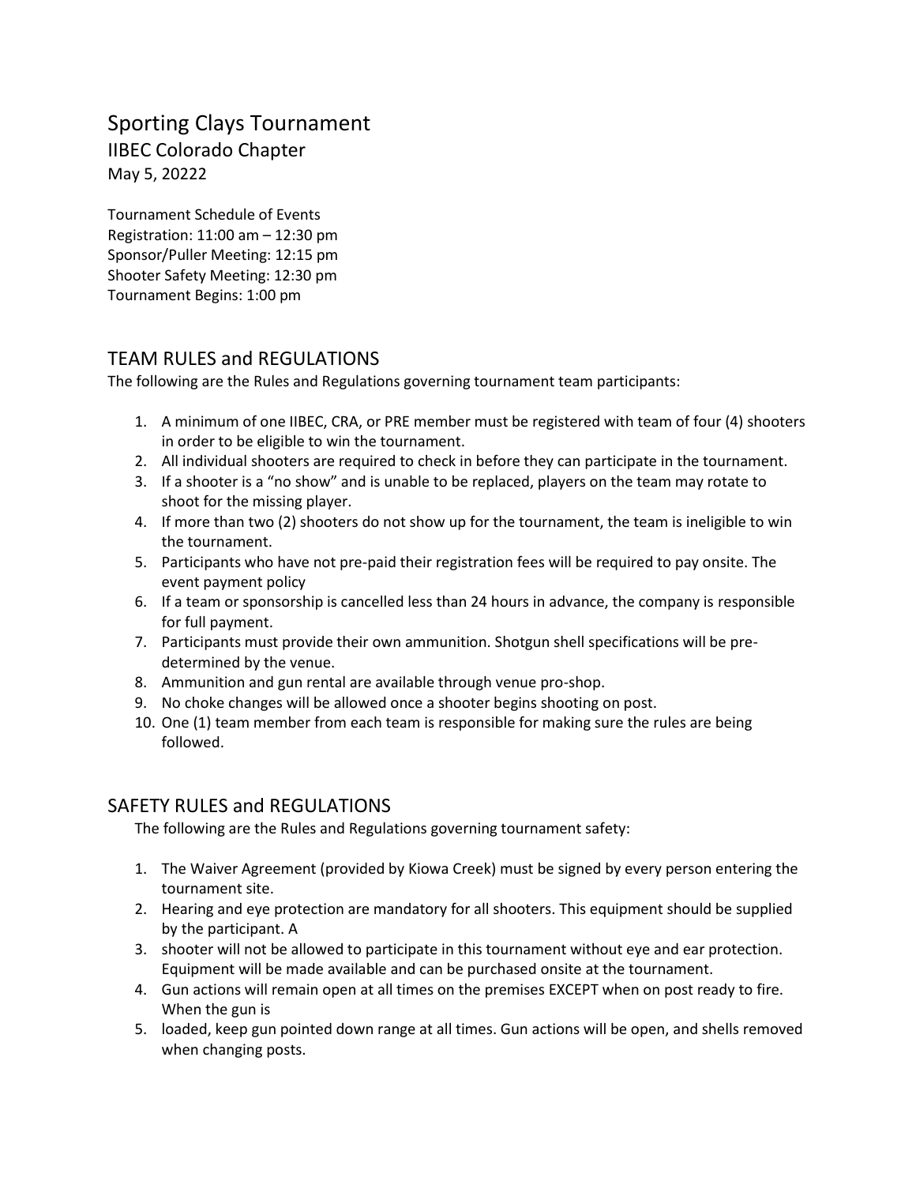# Sporting Clays Tournament

## IIBEC Colorado Chapter

May 5, 20222

Tournament Schedule of Events
Registration: 11:00 am – 12:30 pm
Sponsor/Puller Meeting: 12:15 pm
Shooter Safety Meeting: 12:30 pm
Tournament Begins: 1:00 pm

## TEAM RULES and REGULATIONS

The following are the Rules and Regulations governing tournament team participants:

1. A minimum of one IIBEC, CRA, or PRE member must be registered with team of four (4) shooters in order to be eligible to win the tournament.
2. All individual shooters are required to check in before they can participate in the tournament.
3. If a shooter is a "no show" and is unable to be replaced, players on the team may rotate to shoot for the missing player.
4. If more than two (2) shooters do not show up for the tournament, the team is ineligible to win the tournament.
5. Participants who have not pre-paid their registration fees will be required to pay onsite. The event payment policy
6. If a team or sponsorship is cancelled less than 24 hours in advance, the company is responsible for full payment.
7. Participants must provide their own ammunition. Shotgun shell specifications will be pre-determined by the venue.
8. Ammunition and gun rental are available through venue pro-shop.
9. No choke changes will be allowed once a shooter begins shooting on post.
10. One (1) team member from each team is responsible for making sure the rules are being followed.

## SAFETY RULES and REGULATIONS

The following are the Rules and Regulations governing tournament safety:

1. The Waiver Agreement (provided by Kiowa Creek) must be signed by every person entering the tournament site.
2. Hearing and eye protection are mandatory for all shooters. This equipment should be supplied by the participant. A
3. shooter will not be allowed to participate in this tournament without eye and ear protection. Equipment will be made available and can be purchased onsite at the tournament.
4. Gun actions will remain open at all times on the premises EXCEPT when on post ready to fire. When the gun is
5. loaded, keep gun pointed down range at all times. Gun actions will be open, and shells removed when changing posts.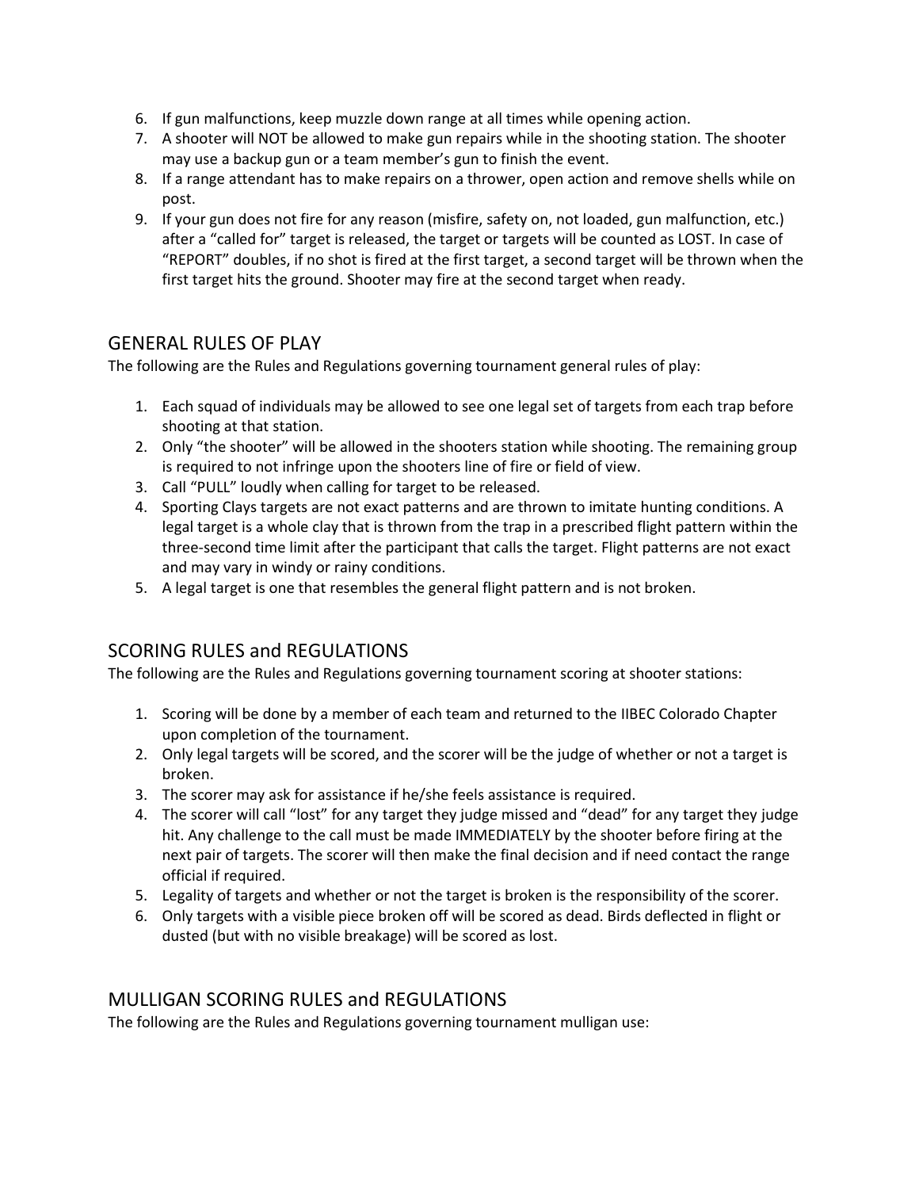6. If gun malfunctions, keep muzzle down range at all times while opening action.
7. A shooter will NOT be allowed to make gun repairs while in the shooting station. The shooter may use a backup gun or a team member's gun to finish the event.
8. If a range attendant has to make repairs on a thrower, open action and remove shells while on post.
9. If your gun does not fire for any reason (misfire, safety on, not loaded, gun malfunction, etc.) after a "called for" target is released, the target or targets will be counted as LOST. In case of "REPORT" doubles, if no shot is fired at the first target, a second target will be thrown when the first target hits the ground. Shooter may fire at the second target when ready.

## GENERAL RULES OF PLAY

The following are the Rules and Regulations governing tournament general rules of play:

1. Each squad of individuals may be allowed to see one legal set of targets from each trap before shooting at that station.
2. Only "the shooter" will be allowed in the shooters station while shooting. The remaining group is required to not infringe upon the shooters line of fire or field of view.
3. Call "PULL" loudly when calling for target to be released.
4. Sporting Clays targets are not exact patterns and are thrown to imitate hunting conditions. A legal target is a whole clay that is thrown from the trap in a prescribed flight pattern within the three-second time limit after the participant that calls the target. Flight patterns are not exact and may vary in windy or rainy conditions.
5. A legal target is one that resembles the general flight pattern and is not broken.

## SCORING RULES and REGULATIONS

The following are the Rules and Regulations governing tournament scoring at shooter stations:

1. Scoring will be done by a member of each team and returned to the IIBEC Colorado Chapter upon completion of the tournament.
2. Only legal targets will be scored, and the scorer will be the judge of whether or not a target is broken.
3. The scorer may ask for assistance if he/she feels assistance is required.
4. The scorer will call "lost" for any target they judge missed and "dead" for any target they judge hit. Any challenge to the call must be made IMMEDIATELY by the shooter before firing at the next pair of targets. The scorer will then make the final decision and if need contact the range official if required.
5. Legality of targets and whether or not the target is broken is the responsibility of the scorer.
6. Only targets with a visible piece broken off will be scored as dead. Birds deflected in flight or dusted (but with no visible breakage) will be scored as lost.

## MULLIGAN SCORING RULES and REGULATIONS

The following are the Rules and Regulations governing tournament mulligan use: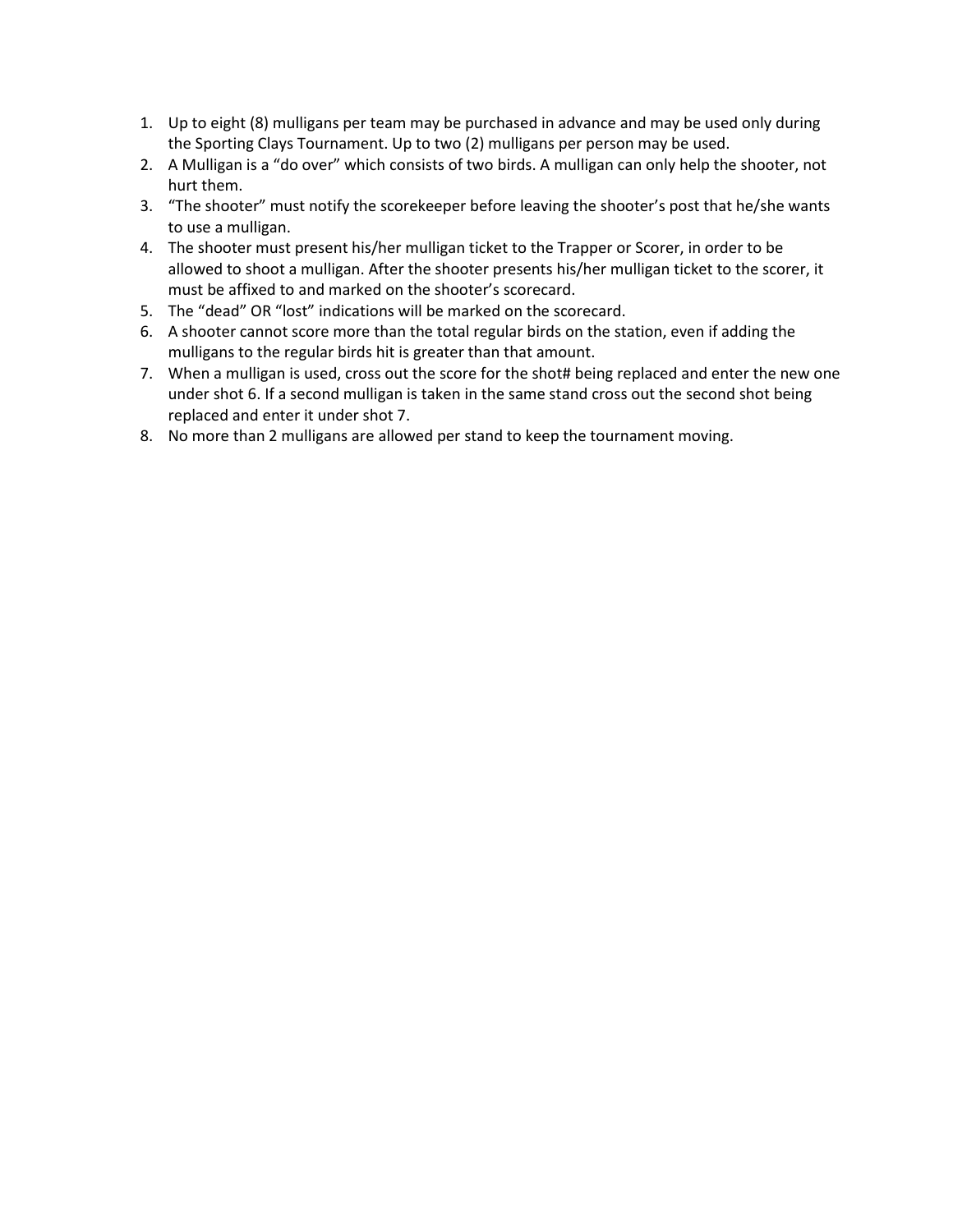1. Up to eight (8) mulligans per team may be purchased in advance and may be used only during the Sporting Clays Tournament. Up to two (2) mulligans per person may be used.
2. A Mulligan is a “do over” which consists of two birds. A mulligan can only help the shooter, not hurt them.
3. “The shooter” must notify the scorekeeper before leaving the shooter’s post that he/she wants to use a mulligan.
4. The shooter must present his/her mulligan ticket to the Trapper or Scorer, in order to be allowed to shoot a mulligan. After the shooter presents his/her mulligan ticket to the scorer, it must be affixed to and marked on the shooter’s scorecard.
5. The “dead” OR “lost” indications will be marked on the scorecard.
6. A shooter cannot score more than the total regular birds on the station, even if adding the mulligans to the regular birds hit is greater than that amount.
7. When a mulligan is used, cross out the score for the shot# being replaced and enter the new one under shot 6. If a second mulligan is taken in the same stand cross out the second shot being replaced and enter it under shot 7.
8. No more than 2 mulligans are allowed per stand to keep the tournament moving.